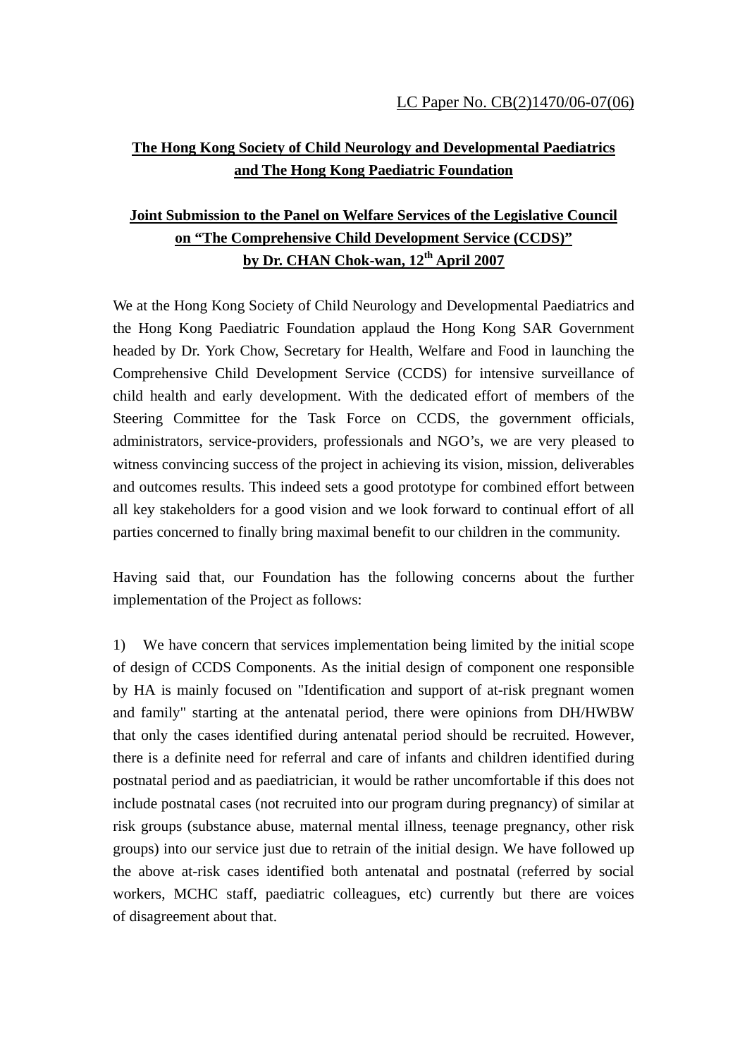LC Paper No. CB(2)1470/06-07(06)

**The Hong Kong Society of Child Neurology and Developmental Paediatrics and The Hong Kong Paediatric Foundation**

**Joint Submission to the Panel on Welfare Services of the Legislative Council on "The Comprehensive Child Development Service (CCDS)" by Dr. CHAN Chok-wan, 12th April 2007**

We at the Hong Kong Society of Child Neurology and Developmental Paediatrics and the Hong Kong Paediatric Foundation applaud the Hong Kong SAR Government headed by Dr. York Chow, Secretary for Health, Welfare and Food in launching the Comprehensive Child Development Service (CCDS) for intensive surveillance of child health and early development. With the dedicated effort of members of the Steering Committee for the Task Force on CCDS, the government officials, administrators, service-providers, professionals and NGO's, we are very pleased to witness convincing success of the project in achieving its vision, mission, deliverables and outcomes results. This indeed sets a good prototype for combined effort between all key stakeholders for a good vision and we look forward to continual effort of all parties concerned to finally bring maximal benefit to our children in the community.

Having said that, our Foundation has the following concerns about the further implementation of the Project as follows:

1) We have concern that services implementation being limited by the initial scope of design of CCDS Components. As the initial design of component one responsible by HA is mainly focused on "Identification and support of at-risk pregnant women and family" starting at the antenatal period, there were opinions from DH/HWBW that only the cases identified during antenatal period should be recruited. However, there is a definite need for referral and care of infants and children identified during postnatal period and as paediatrician, it would be rather uncomfortable if this does not include postnatal cases (not recruited into our program during pregnancy) of similar at risk groups (substance abuse, maternal mental illness, teenage pregnancy, other risk groups) into our service just due to retrain of the initial design. We have followed up the above at-risk cases identified both antenatal and postnatal (referred by social workers, MCHC staff, paediatric colleagues, etc) currently but there are voices of disagreement about that.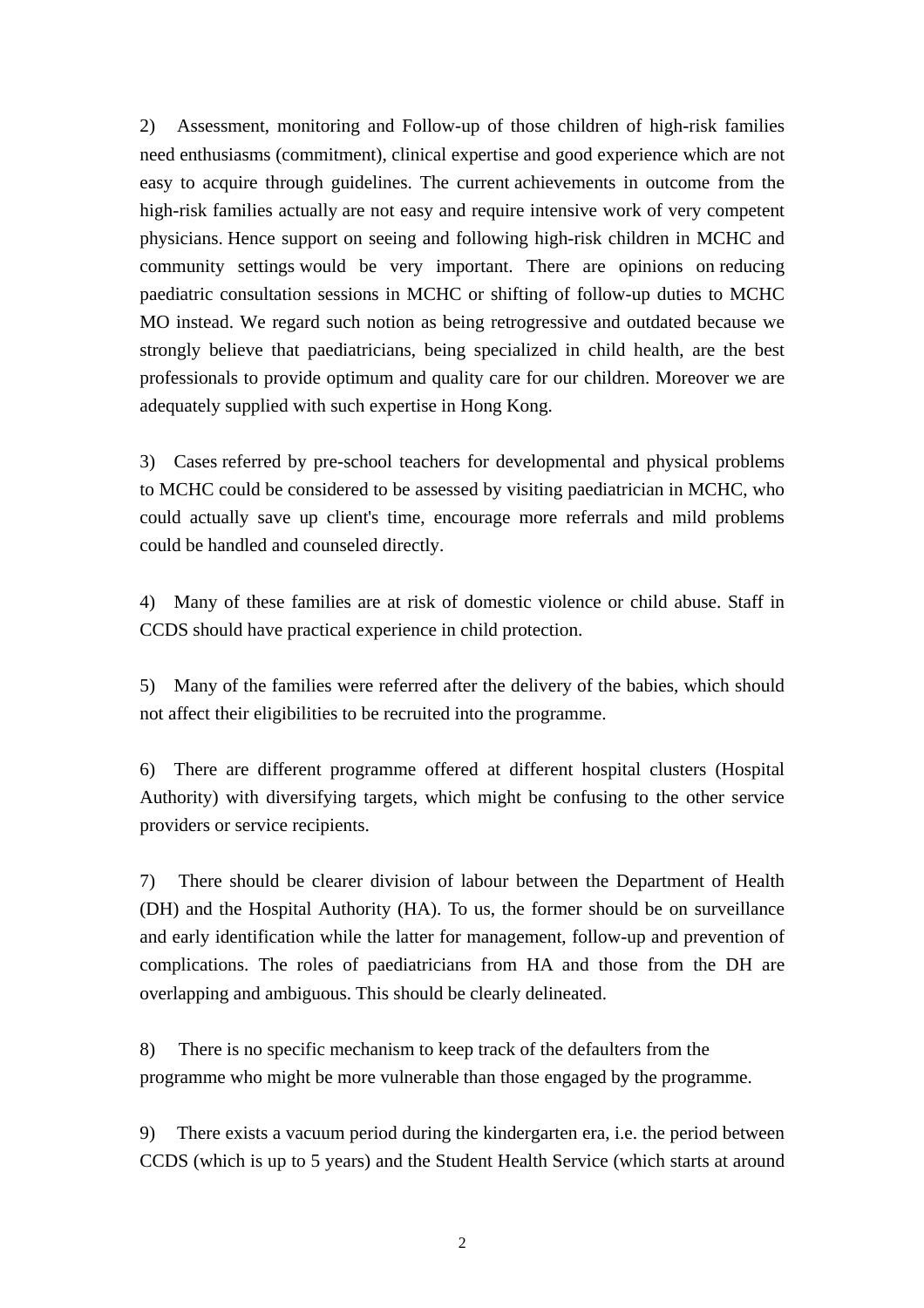2) Assessment, monitoring and Follow-up of those children of high-risk families need enthusiasms (commitment), clinical expertise and good experience which are not easy to acquire through guidelines. The current achievements in outcome from the high-risk families actually are not easy and require intensive work of very competent physicians. Hence support on seeing and following high-risk children in MCHC and community settings would be very important. There are opinions on reducing paediatric consultation sessions in MCHC or shifting of follow-up duties to MCHC MO instead. We regard such notion as being retrogressive and outdated because we strongly believe that paediatricians, being specialized in child health, are the best professionals to provide optimum and quality care for our children. Moreover we are adequately supplied with such expertise in Hong Kong.

3) Cases referred by pre-school teachers for developmental and physical problems to MCHC could be considered to be assessed by visiting paediatrician in MCHC, who could actually save up client's time, encourage more referrals and mild problems could be handled and counseled directly.

4) Many of these families are at risk of domestic violence or child abuse. Staff in CCDS should have practical experience in child protection.

5) Many of the families were referred after the delivery of the babies, which should not affect their eligibilities to be recruited into the programme.

6) There are different programme offered at different hospital clusters (Hospital Authority) with diversifying targets, which might be confusing to the other service providers or service recipients.

7) There should be clearer division of labour between the Department of Health (DH) and the Hospital Authority (HA). To us, the former should be on surveillance and early identification while the latter for management, follow-up and prevention of complications. The roles of paediatricians from HA and those from the DH are overlapping and ambiguous. This should be clearly delineated.

8) There is no specific mechanism to keep track of the defaulters from the programme who might be more vulnerable than those engaged by the programme.

9) There exists a vacuum period during the kindergarten era, i.e. the period between CCDS (which is up to 5 years) and the Student Health Service (which starts at around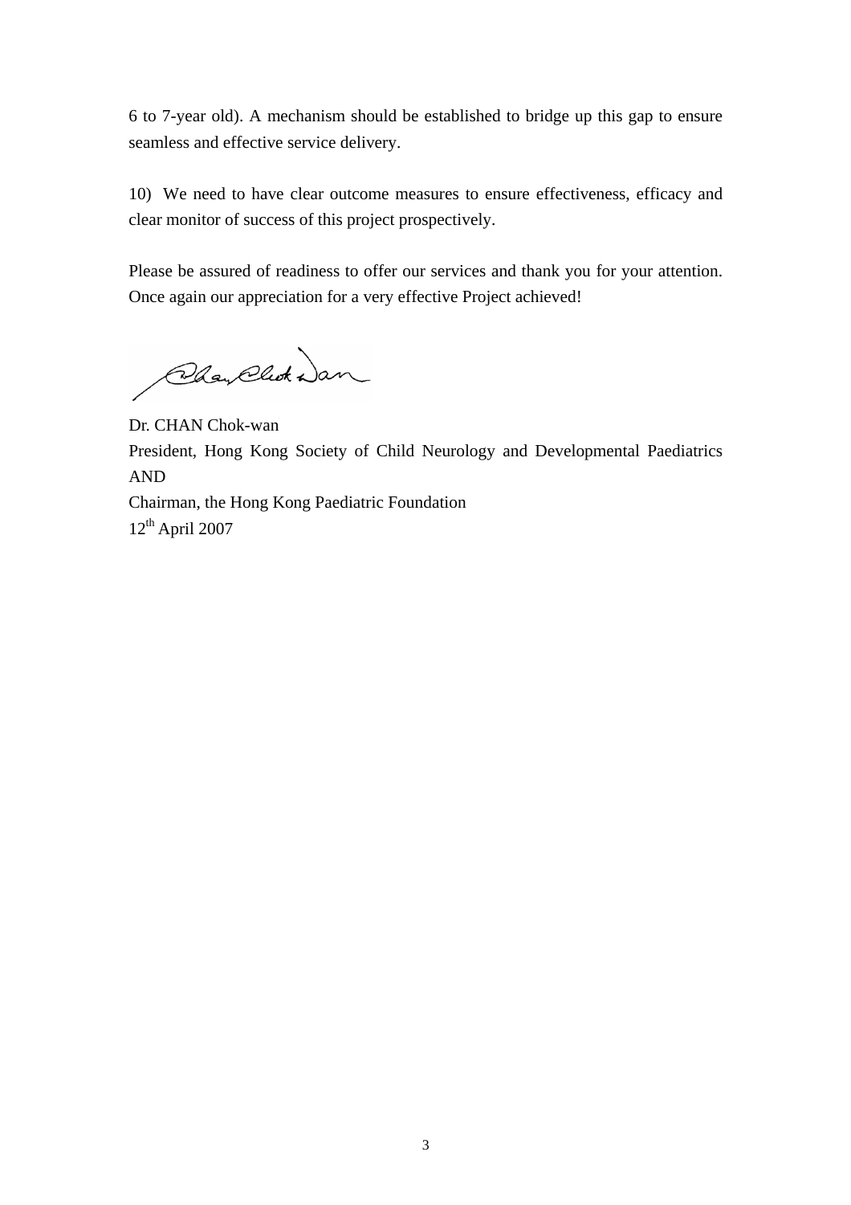6 to 7-year old). A mechanism should be established to bridge up this gap to ensure seamless and effective service delivery.

10) We need to have clear outcome measures to ensure effectiveness, efficacy and clear monitor of success of this project prospectively.

Please be assured of readiness to offer our services and thank you for your attention. Once again our appreciation for a very effective Project achieved!

Dr. CHAN Chok-wan
President, Hong Kong Society of Child Neurology and Developmental Paediatrics
AND
Chairman, the Hong Kong Paediatric Foundation
12th April 2007